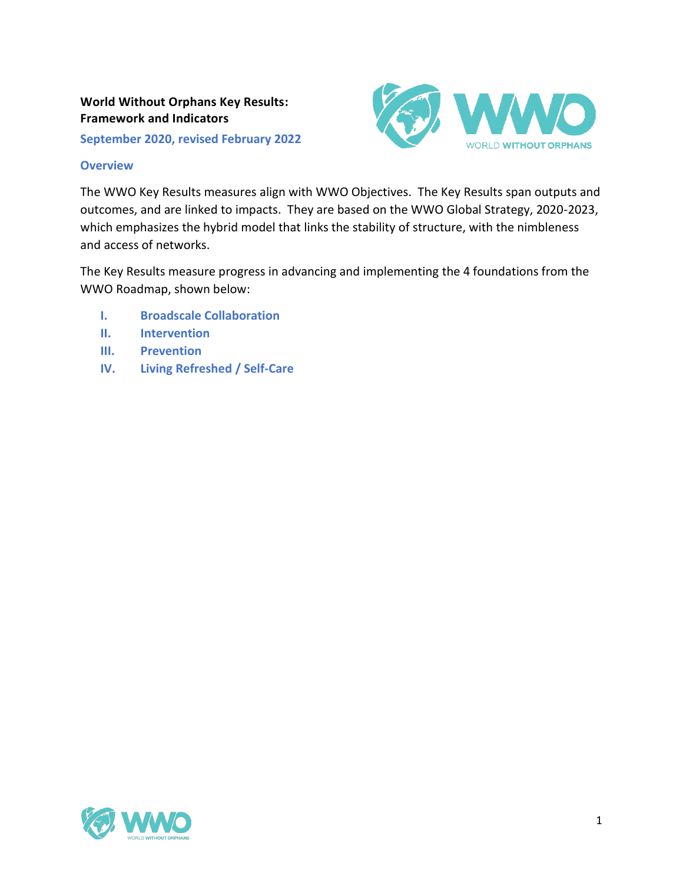# World Without Orphans Key Results: Framework and Indicators

**September 2020, revised February 2022**

## Overview

The WWO Key Results measures align with WWO Objectives. The Key Results span outputs and outcomes, and are linked to impacts. They are based on the WWO Global Strategy, 2020-2023, which emphasizes the hybrid model that links the stability of structure, with the nimbleness and access of networks.

The Key Results measure progress in advancing and implementing the 4 foundations from the WWO Roadmap, shown below:

I. **Broadscale Collaboration**
II. **Intervention**
III. **Prevention**
IV. **Living Refreshed / Self-Care**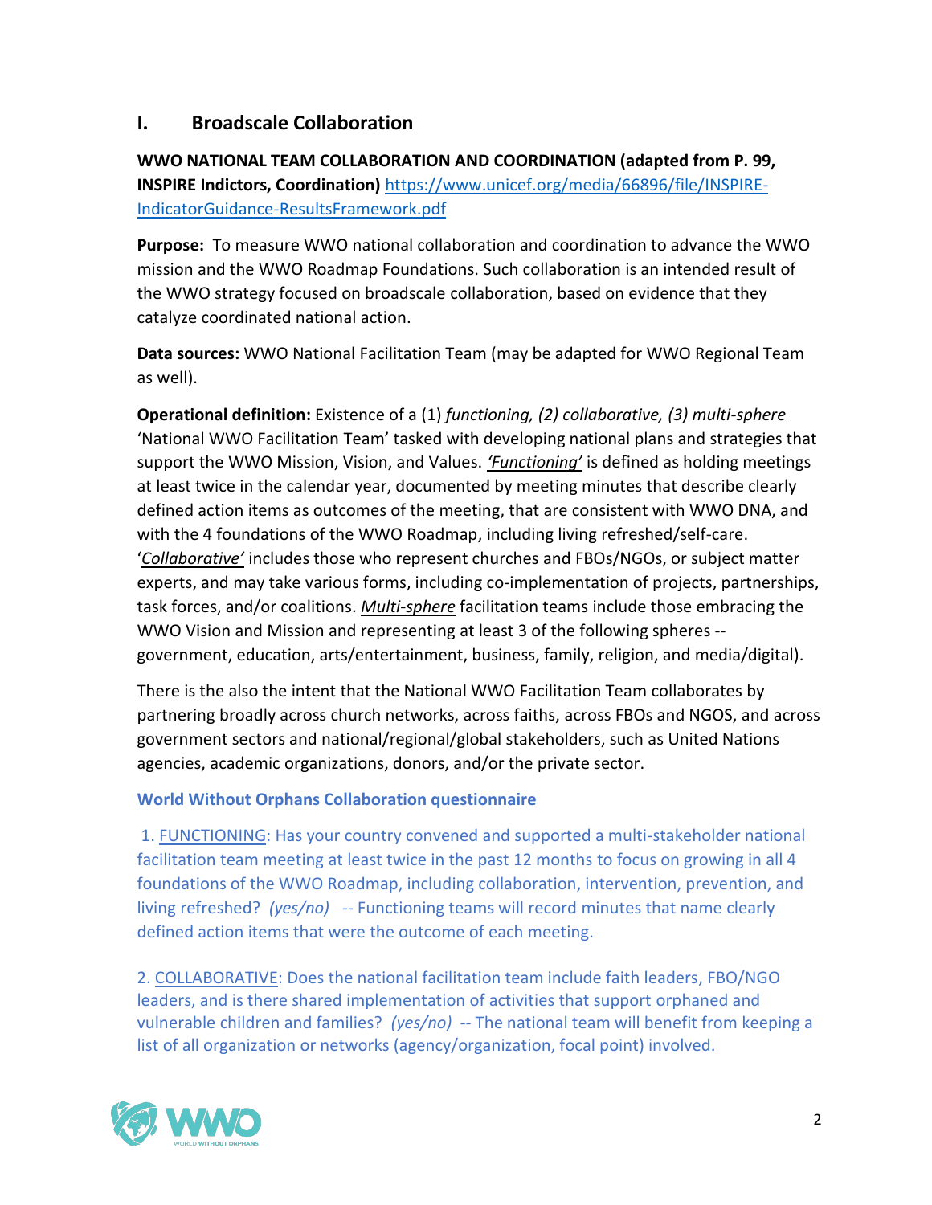## I. Broadscale Collaboration

**WWO NATIONAL TEAM COLLABORATION AND COORDINATION (adapted from P. 99, INSPIRE Indictors, Coordination)** https://www.unicef.org/media/66896/file/INSPIRE-IndicatorGuidance-ResultsFramework.pdf

**Purpose:** To measure WWO national collaboration and coordination to advance the WWO mission and the WWO Roadmap Foundations. Such collaboration is an intended result of the WWO strategy focused on broadscale collaboration, based on evidence that they catalyze coordinated national action.

**Data sources:** WWO National Facilitation Team (may be adapted for WWO Regional Team as well).

**Operational definition:** Existence of a (1) *functioning, (2) collaborative, (3) multi-sphere* 'National WWO Facilitation Team' tasked with developing national plans and strategies that support the WWO Mission, Vision, and Values. *'Functioning'* is defined as holding meetings at least twice in the calendar year, documented by meeting minutes that describe clearly defined action items as outcomes of the meeting, that are consistent with WWO DNA, and with the 4 foundations of the WWO Roadmap, including living refreshed/self-care. '*Collaborative'* includes those who represent churches and FBOs/NGOs, or subject matter experts, and may take various forms, including co-implementation of projects, partnerships, task forces, and/or coalitions. *Multi-sphere* facilitation teams include those embracing the WWO Vision and Mission and representing at least 3 of the following spheres -- government, education, arts/entertainment, business, family, religion, and media/digital).

There is the also the intent that the National WWO Facilitation Team collaborates by partnering broadly across church networks, across faiths, across FBOs and NGOS, and across government sectors and national/regional/global stakeholders, such as United Nations agencies, academic organizations, donors, and/or the private sector.

### World Without Orphans Collaboration questionnaire

1. FUNCTIONING: Has your country convened and supported a multi-stakeholder national facilitation team meeting at least twice in the past 12 months to focus on growing in all 4 foundations of the WWO Roadmap, including collaboration, intervention, prevention, and living refreshed? *(yes/no)* -- Functioning teams will record minutes that name clearly defined action items that were the outcome of each meeting.

2. COLLABORATIVE: Does the national facilitation team include faith leaders, FBO/NGO leaders, and is there shared implementation of activities that support orphaned and vulnerable children and families? *(yes/no)* -- The national team will benefit from keeping a list of all organization or networks (agency/organization, focal point) involved.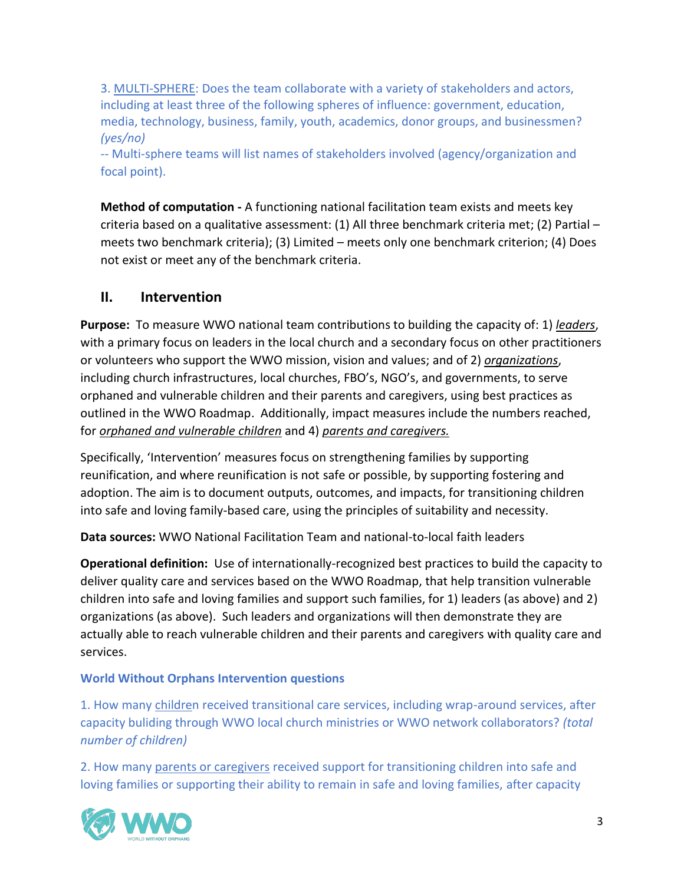3. MULTI-SPHERE: Does the team collaborate with a variety of stakeholders and actors, including at least three of the following spheres of influence: government, education, media, technology, business, family, youth, academics, donor groups, and businessmen? *(yes/no)*

-- Multi-sphere teams will list names of stakeholders involved (agency/organization and focal point).

**Method of computation -** A functioning national facilitation team exists and meets key criteria based on a qualitative assessment: (1) All three benchmark criteria met; (2) Partial – meets two benchmark criteria); (3) Limited – meets only one benchmark criterion; (4) Does not exist or meet any of the benchmark criteria.

## II. Intervention

**Purpose:** To measure WWO national team contributions to building the capacity of: 1) ***leaders***, with a primary focus on leaders in the local church and a secondary focus on other practitioners or volunteers who support the WWO mission, vision and values; and of 2) ***organizations***, including church infrastructures, local churches, FBO's, NGO's, and governments, to serve orphaned and vulnerable children and their parents and caregivers, using best practices as outlined in the WWO Roadmap. Additionally, impact measures include the numbers reached, for *orphaned and vulnerable children* and 4) *parents and caregivers.*

Specifically, 'Intervention' measures focus on strengthening families by supporting reunification, and where reunification is not safe or possible, by supporting fostering and adoption. The aim is to document outputs, outcomes, and impacts, for transitioning children into safe and loving family-based care, using the principles of suitability and necessity.

**Data sources:** WWO National Facilitation Team and national-to-local faith leaders

**Operational definition:** Use of internationally-recognized best practices to build the capacity to deliver quality care and services based on the WWO Roadmap, that help transition vulnerable children into safe and loving families and support such families, for 1) leaders (as above) and 2) organizations (as above). Such leaders and organizations will then demonstrate they are actually able to reach vulnerable children and their parents and caregivers with quality care and services.

**World Without Orphans Intervention questions**

1. How many children received transitional care services, including wrap-around services, after capacity buliding through WWO local church ministries or WWO network collaborators? *(total number of children)*

2. How many parents or caregivers received support for transitioning children into safe and loving families or supporting their ability to remain in safe and loving families, after capacity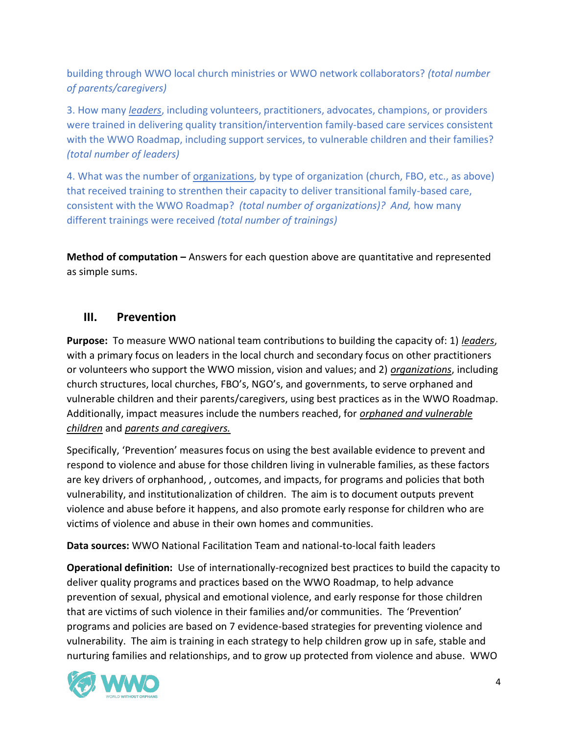building through WWO local church ministries or WWO network collaborators? *(total number of parents/caregivers)*

3. How many ***leaders***, including volunteers, practitioners, advocates, champions, or providers were trained in delivering quality transition/intervention family-based care services consistent with the WWO Roadmap, including support services, to vulnerable children and their families? *(total number of leaders)*

4. What was the number of organizations, by type of organization (church, FBO, etc., as above) that received training to strenthen their capacity to deliver transitional family-based care, consistent with the WWO Roadmap? *(total number of organizations)? And,* how many different trainings were received *(total number of trainings)*

**Method of computation –** Answers for each question above are quantitative and represented as simple sums.

## III. Prevention

**Purpose:** To measure WWO national team contributions to building the capacity of: 1) ***leaders***, with a primary focus on leaders in the local church and secondary focus on other practitioners or volunteers who support the WWO mission, vision and values; and 2) ***organizations***, including church structures, local churches, FBO's, NGO's, and governments, to serve orphaned and vulnerable children and their parents/caregivers, using best practices as in the WWO Roadmap. Additionally, impact measures include the numbers reached, for *orphaned and vulnerable children* and *parents and caregivers.*

Specifically, 'Prevention' measures focus on using the best available evidence to prevent and respond to violence and abuse for those children living in vulnerable families, as these factors are key drivers of orphanhood, , outcomes, and impacts, for programs and policies that both vulnerability, and institutionalization of children. The aim is to document outputs prevent violence and abuse before it happens, and also promote early response for children who are victims of violence and abuse in their own homes and communities.

**Data sources:** WWO National Facilitation Team and national-to-local faith leaders

**Operational definition:** Use of internationally-recognized best practices to build the capacity to deliver quality programs and practices based on the WWO Roadmap, to help advance prevention of sexual, physical and emotional violence, and early response for those children that are victims of such violence in their families and/or communities. The 'Prevention' programs and policies are based on 7 evidence-based strategies for preventing violence and vulnerability. The aim is training in each strategy to help children grow up in safe, stable and nurturing families and relationships, and to grow up protected from violence and abuse. WWO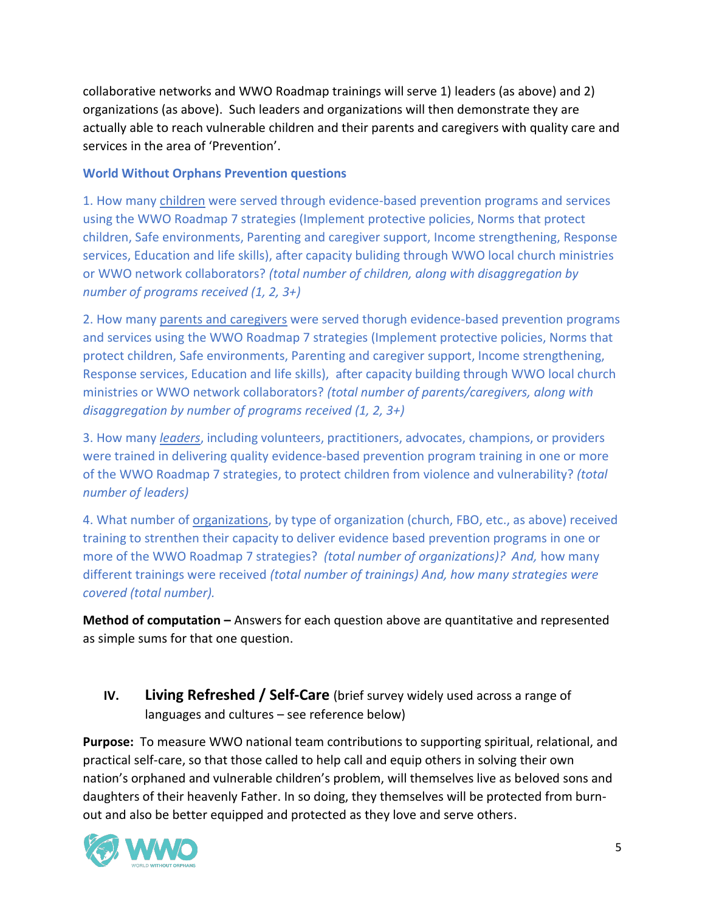collaborative networks and WWO Roadmap trainings will serve 1) leaders (as above) and 2) organizations (as above). Such leaders and organizations will then demonstrate they are actually able to reach vulnerable children and their parents and caregivers with quality care and services in the area of 'Prevention'.

**World Without Orphans Prevention questions**

1. How many <u>children</u> were served through evidence-based prevention programs and services using the WWO Roadmap 7 strategies (Implement protective policies, Norms that protect children, Safe environments, Parenting and caregiver support, Income strengthening, Response services, Education and life skills), after capacity buliding through WWO local church ministries or WWO network collaborators? *(total number of children, along with disaggregation by number of programs received (1, 2, 3+)*

2. How many <u>parents and caregivers</u> were served thorugh evidence-based prevention programs and services using the WWO Roadmap 7 strategies (Implement protective policies, Norms that protect children, Safe environments, Parenting and caregiver support, Income strengthening, Response services, Education and life skills), after capacity building through WWO local church ministries or WWO network collaborators? *(total number of parents/caregivers, along with disaggregation by number of programs received (1, 2, 3+)*

3. How many <u>*leaders*</u>, including volunteers, practitioners, advocates, champions, or providers were trained in delivering quality evidence-based prevention program training in one or more of the WWO Roadmap 7 strategies, to protect children from violence and vulnerability? *(total number of leaders)*

4. What number of <u>organizations</u>, by type of organization (church, FBO, etc., as above) received training to strenthen their capacity to deliver evidence based prevention programs in one or more of the WWO Roadmap 7 strategies? *(total number of organizations)? And,* how many different trainings were received *(total number of trainings) And, how many strategies were covered (total number).*

**Method of computation –** Answers for each question above are quantitative and represented as simple sums for that one question.

## IV. Living Refreshed / Self-Care (brief survey widely used across a range of languages and cultures – see reference below)

**Purpose:** To measure WWO national team contributions to supporting spiritual, relational, and practical self-care, so that those called to help call and equip others in solving their own nation's orphaned and vulnerable children's problem, will themselves live as beloved sons and daughters of their heavenly Father. In so doing, they themselves will be protected from burn-out and also be better equipped and protected as they love and serve others.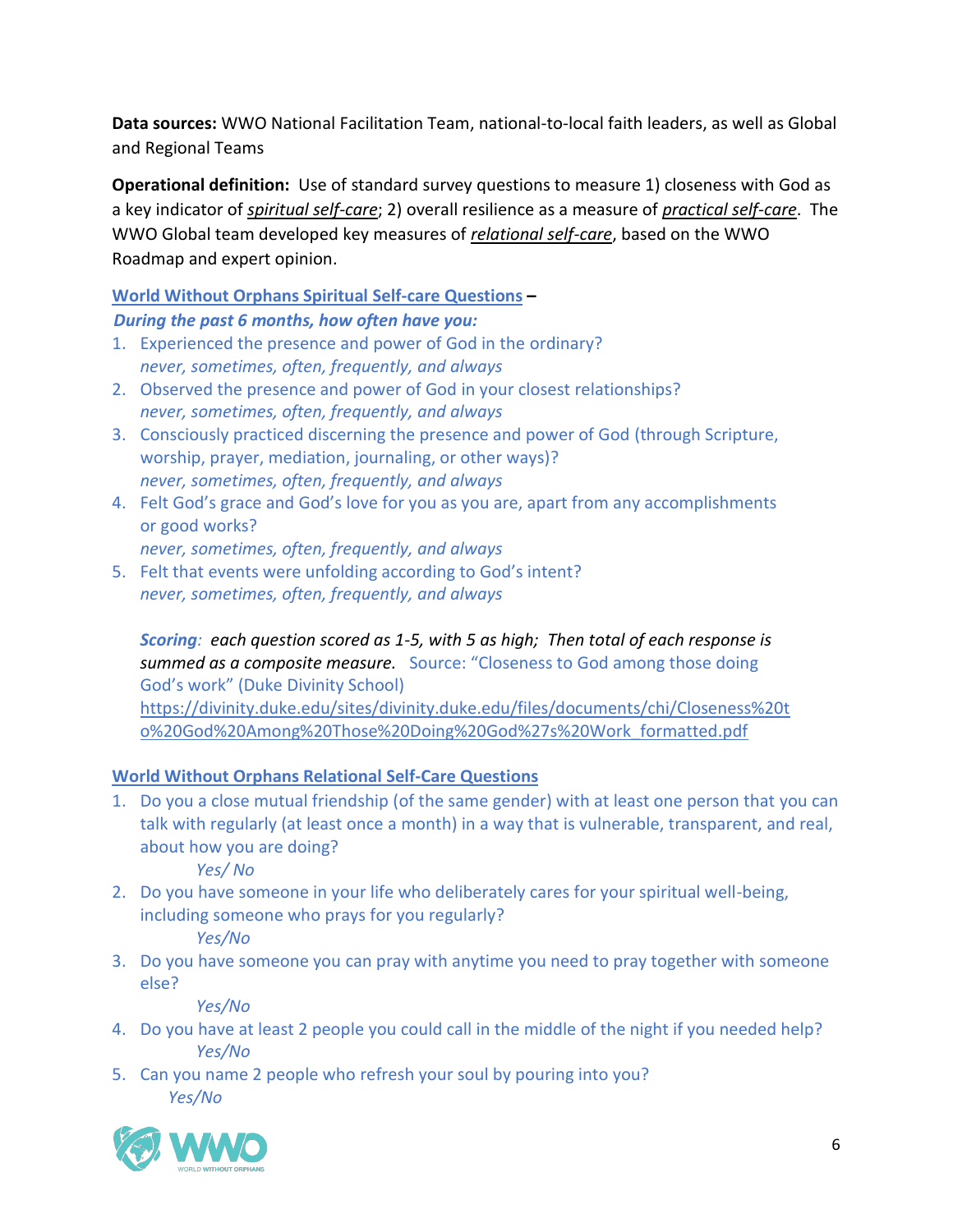**Data sources:** WWO National Facilitation Team, national-to-local faith leaders, as well as Global and Regional Teams

**Operational definition:** Use of standard survey questions to measure 1) closeness with God as a key indicator of ***spiritual self-care***; 2) overall resilience as a measure of ***practical self-care***. The WWO Global team developed key measures of ***relational self-care***, based on the WWO Roadmap and expert opinion.

**World Without Orphans Spiritual Self-care Questions –**
***During the past 6 months, how often have you:***

1. Experienced the presence and power of God in the ordinary?
   *never, sometimes, often, frequently, and always*
2. Observed the presence and power of God in your closest relationships?
   *never, sometimes, often, frequently, and always*
3. Consciously practiced discerning the presence and power of God (through Scripture, worship, prayer, mediation, journaling, or other ways)?
   *never, sometimes, often, frequently, and always*
4. Felt God's grace and God's love for you as you are, apart from any accomplishments or good works?
   *never, sometimes, often, frequently, and always*
5. Felt that events were unfolding according to God's intent?
   *never, sometimes, often, frequently, and always*

***Scoring**: each question scored as 1-5, with 5 as high; Then total of each response is summed as a composite measure.* Source: "Closeness to God among those doing God's work" (Duke Divinity School) https://divinity.duke.edu/sites/divinity.duke.edu/files/documents/chi/Closeness%20to%20God%20Among%20Those%20Doing%20God%27s%20Work_formatted.pdf

**World Without Orphans Relational Self-Care Questions**

1. Do you a close mutual friendship (of the same gender) with at least one person that you can talk with regularly (at least once a month) in a way that is vulnerable, transparent, and real, about how you are doing?
   *Yes/ No*
2. Do you have someone in your life who deliberately cares for your spiritual well-being, including someone who prays for you regularly?
   *Yes/No*
3. Do you have someone you can pray with anytime you need to pray together with someone else?
   *Yes/No*
4. Do you have at least 2 people you could call in the middle of the night if you needed help?
   *Yes/No*
5. Can you name 2 people who refresh your soul by pouring into you?
   *Yes/No*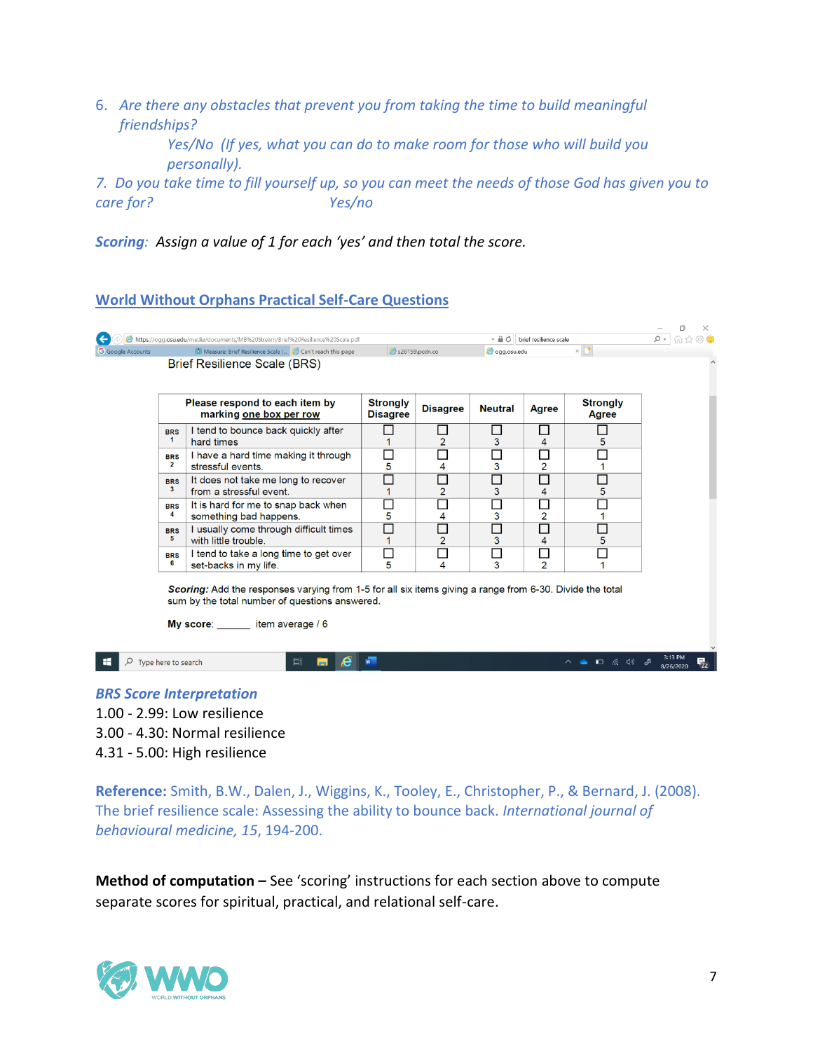6. *Are there any obstacles that prevent you from taking the time to build meaningful friendships?*

   *Yes/No (If yes, what you can do to make room for those who will build you personally).*

7. *Do you take time to fill yourself up, so you can meet the needs of those God has given you to care for?* *Yes/no*

***Scoring**: Assign a value of 1 for each 'yes' and then total the score.*

## World Without Orphans Practical Self-Care Questions

Brief Resilience Scale (BRS)

| | Please respond to each item by marking one box per row | Strongly Disagree | Disagree | Neutral | Agree | Strongly Agree |
|---|---|---|---|---|---|---|
| BRS 1 | I tend to bounce back quickly after hard times | 1 | 2 | 3 | 4 | 5 |
| BRS 2 | I have a hard time making it through stressful events. | 5 | 4 | 3 | 2 | 1 |
| BRS 3 | It does not take me long to recover from a stressful event. | 1 | 2 | 3 | 4 | 5 |
| BRS 4 | It is hard for me to snap back when something bad happens. | 5 | 4 | 3 | 2 | 1 |
| BRS 5 | I usually come through difficult times with little trouble. | 1 | 2 | 3 | 4 | 5 |
| BRS 6 | I tend to take a long time to get over set-backs in my life. | 5 | 4 | 3 | 2 | 1 |

***Scoring:*** Add the responses varying from 1-5 for all six items giving a range from 6-30. Divide the total sum by the total number of questions answered.

**My score**: ______ item average / 6

### *BRS Score Interpretation*

1.00 - 2.99: Low resilience
3.00 - 4.30: Normal resilience
4.31 - 5.00: High resilience

**Reference:** Smith, B.W., Dalen, J., Wiggins, K., Tooley, E., Christopher, P., & Bernard, J. (2008). The brief resilience scale: Assessing the ability to bounce back. *International journal of behavioural medicine, 15*, 194-200.

**Method of computation –** See 'scoring' instructions for each section above to compute separate scores for spiritual, practical, and relational self-care.